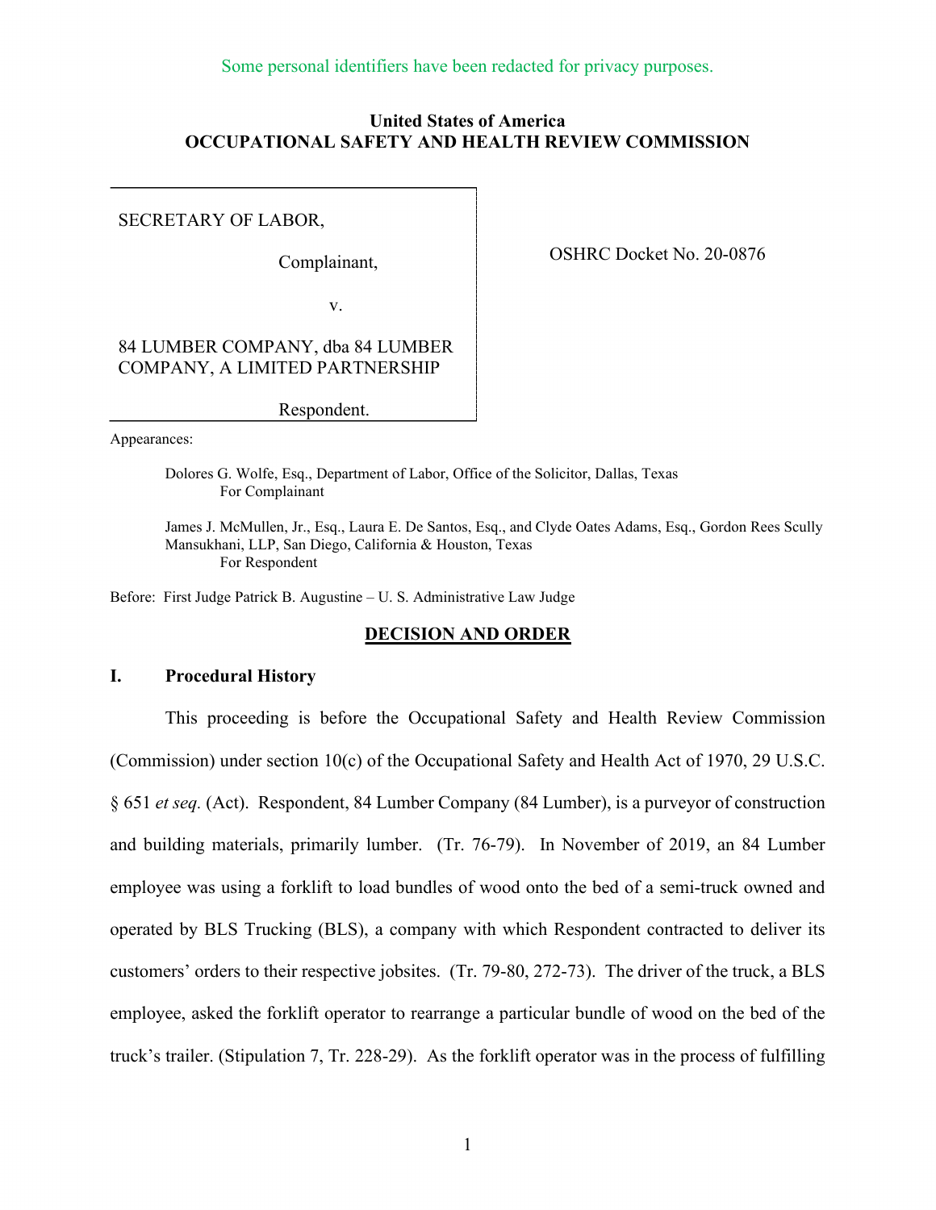Some personal identifiers have been redacted for privacy purposes.

**United States of America**
**OCCUPATIONAL SAFETY AND HEALTH REVIEW COMMISSION**

SECRETARY OF LABOR,

Complainant,

v.

84 LUMBER COMPANY, dba 84 LUMBER COMPANY, A LIMITED PARTNERSHIP

Respondent.

OSHRC Docket No. 20-0876

Appearances:

Dolores G. Wolfe, Esq., Department of Labor, Office of the Solicitor, Dallas, Texas
For Complainant

James J. McMullen, Jr., Esq., Laura E. De Santos, Esq., and Clyde Oates Adams, Esq., Gordon Rees Scully Mansukhani, LLP, San Diego, California & Houston, Texas
For Respondent

Before: First Judge Patrick B. Augustine – U. S. Administrative Law Judge

## DECISION AND ORDER

## I. Procedural History

This proceeding is before the Occupational Safety and Health Review Commission (Commission) under section 10(c) of the Occupational Safety and Health Act of 1970, 29 U.S.C. § 651 *et seq.* (Act). Respondent, 84 Lumber Company (84 Lumber), is a purveyor of construction and building materials, primarily lumber. (Tr. 76-79). In November of 2019, an 84 Lumber employee was using a forklift to load bundles of wood onto the bed of a semi-truck owned and operated by BLS Trucking (BLS), a company with which Respondent contracted to deliver its customers' orders to their respective jobsites. (Tr. 79-80, 272-73). The driver of the truck, a BLS employee, asked the forklift operator to rearrange a particular bundle of wood on the bed of the truck's trailer. (Stipulation 7, Tr. 228-29). As the forklift operator was in the process of fulfilling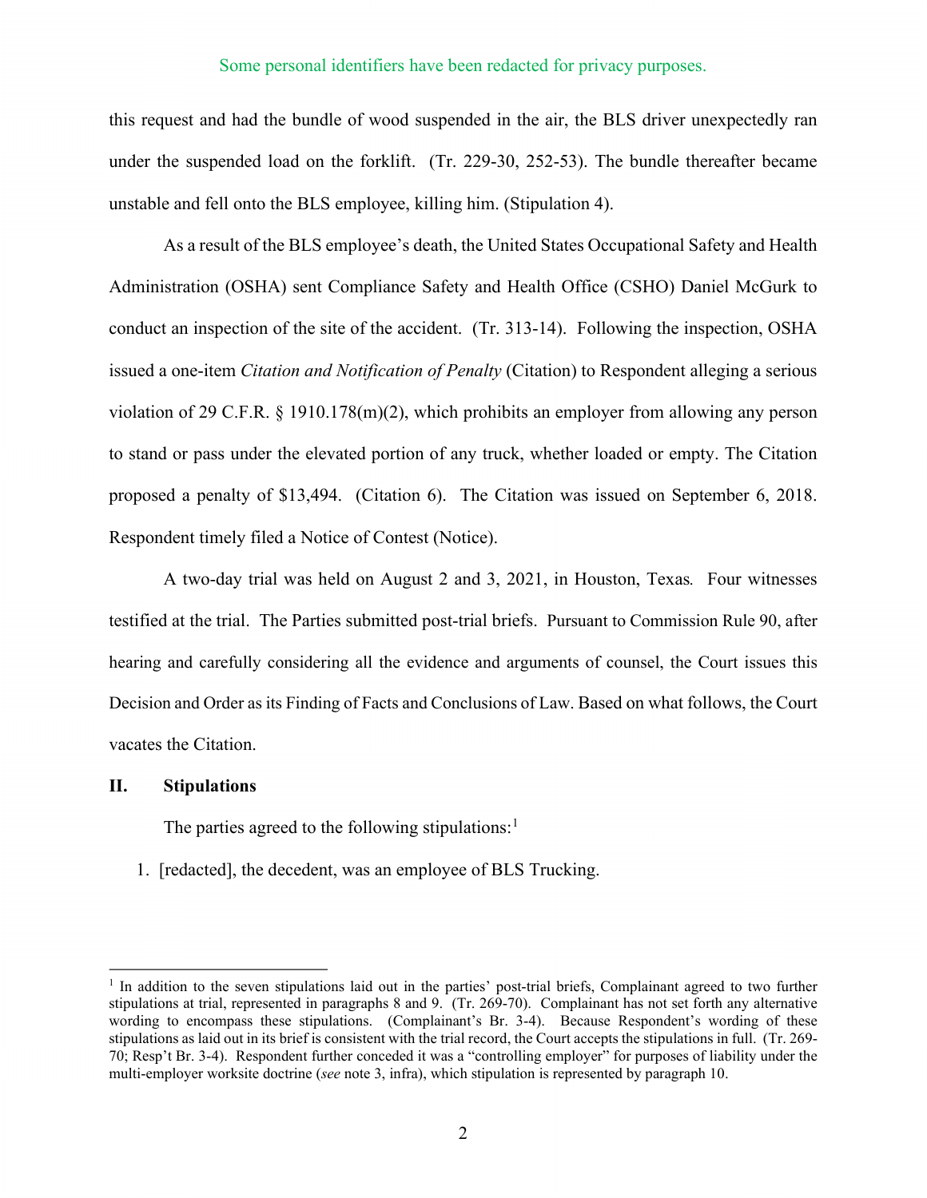Some personal identifiers have been redacted for privacy purposes.

this request and had the bundle of wood suspended in the air, the BLS driver unexpectedly ran under the suspended load on the forklift. (Tr. 229-30, 252-53). The bundle thereafter became unstable and fell onto the BLS employee, killing him. (Stipulation 4).

As a result of the BLS employee's death, the United States Occupational Safety and Health Administration (OSHA) sent Compliance Safety and Health Office (CSHO) Daniel McGurk to conduct an inspection of the site of the accident. (Tr. 313-14). Following the inspection, OSHA issued a one-item *Citation and Notification of Penalty* (Citation) to Respondent alleging a serious violation of 29 C.F.R. § 1910.178(m)(2), which prohibits an employer from allowing any person to stand or pass under the elevated portion of any truck, whether loaded or empty. The Citation proposed a penalty of $13,494. (Citation 6). The Citation was issued on September 6, 2018. Respondent timely filed a Notice of Contest (Notice).

A two-day trial was held on August 2 and 3, 2021, in Houston, Texas. Four witnesses testified at the trial. The Parties submitted post-trial briefs. Pursuant to Commission Rule 90, after hearing and carefully considering all the evidence and arguments of counsel, the Court issues this Decision and Order as its Finding of Facts and Conclusions of Law. Based on what follows, the Court vacates the Citation.

## II. Stipulations

The parties agreed to the following stipulations:[1]

1. [redacted], the decedent, was an employee of BLS Trucking.

---

[1] In addition to the seven stipulations laid out in the parties' post-trial briefs, Complainant agreed to two further stipulations at trial, represented in paragraphs 8 and 9. (Tr. 269-70). Complainant has not set forth any alternative wording to encompass these stipulations. (Complainant's Br. 3-4). Because Respondent's wording of these stipulations as laid out in its brief is consistent with the trial record, the Court accepts the stipulations in full. (Tr. 269-70; Resp't Br. 3-4). Respondent further conceded it was a "controlling employer" for purposes of liability under the multi-employer worksite doctrine (*see* note 3, infra), which stipulation is represented by paragraph 10.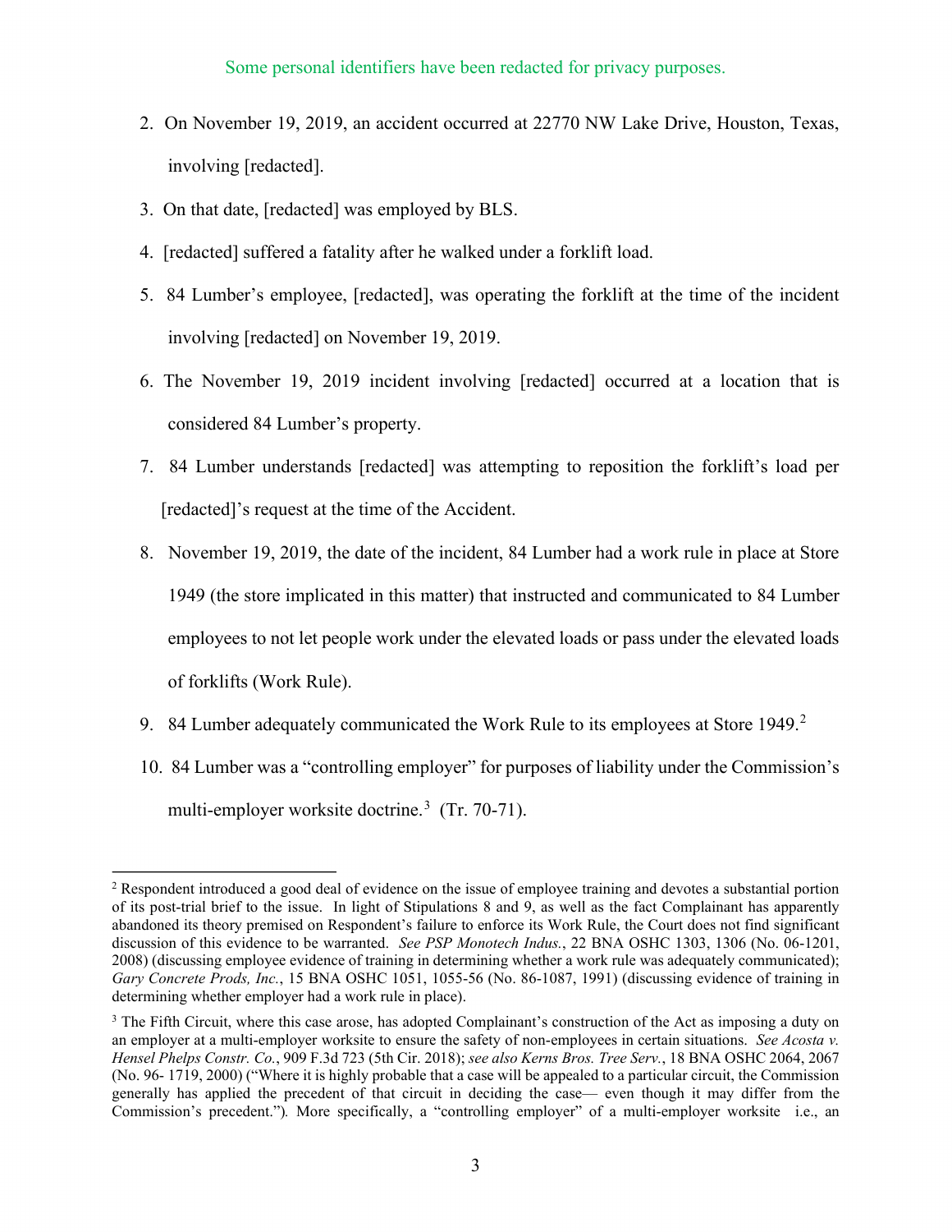Some personal identifiers have been redacted for privacy purposes.

2. On November 19, 2019, an accident occurred at 22770 NW Lake Drive, Houston, Texas, involving [redacted].
3. On that date, [redacted] was employed by BLS.
4. [redacted] suffered a fatality after he walked under a forklift load.
5. 84 Lumber's employee, [redacted], was operating the forklift at the time of the incident involving [redacted] on November 19, 2019.
6. The November 19, 2019 incident involving [redacted] occurred at a location that is considered 84 Lumber's property.
7. 84 Lumber understands [redacted] was attempting to reposition the forklift's load per [redacted]'s request at the time of the Accident.
8. November 19, 2019, the date of the incident, 84 Lumber had a work rule in place at Store 1949 (the store implicated in this matter) that instructed and communicated to 84 Lumber employees to not let people work under the elevated loads or pass under the elevated loads of forklifts (Work Rule).
9. 84 Lumber adequately communicated the Work Rule to its employees at Store 1949.[2]
10. 84 Lumber was a "controlling employer" for purposes of liability under the Commission's multi-employer worksite doctrine.[3] (Tr. 70-71).

---

[2] Respondent introduced a good deal of evidence on the issue of employee training and devotes a substantial portion of its post-trial brief to the issue. In light of Stipulations 8 and 9, as well as the fact Complainant has apparently abandoned its theory premised on Respondent's failure to enforce its Work Rule, the Court does not find significant discussion of this evidence to be warranted. *See PSP Monotech Indus.*, 22 BNA OSHC 1303, 1306 (No. 06-1201, 2008) (discussing employee evidence of training in determining whether a work rule was adequately communicated); *Gary Concrete Prods, Inc.*, 15 BNA OSHC 1051, 1055-56 (No. 86-1087, 1991) (discussing evidence of training in determining whether employer had a work rule in place).

[3] The Fifth Circuit, where this case arose, has adopted Complainant's construction of the Act as imposing a duty on an employer at a multi-employer worksite to ensure the safety of non-employees in certain situations. *See Acosta v. Hensel Phelps Constr. Co.*, 909 F.3d 723 (5th Cir. 2018); *see also Kerns Bros. Tree Serv.*, 18 BNA OSHC 2064, 2067 (No. 96- 1719, 2000) ("Where it is highly probable that a case will be appealed to a particular circuit, the Commission generally has applied the precedent of that circuit in deciding the case— even though it may differ from the Commission's precedent."). More specifically, a "controlling employer" of a multi-employer worksite i.e., an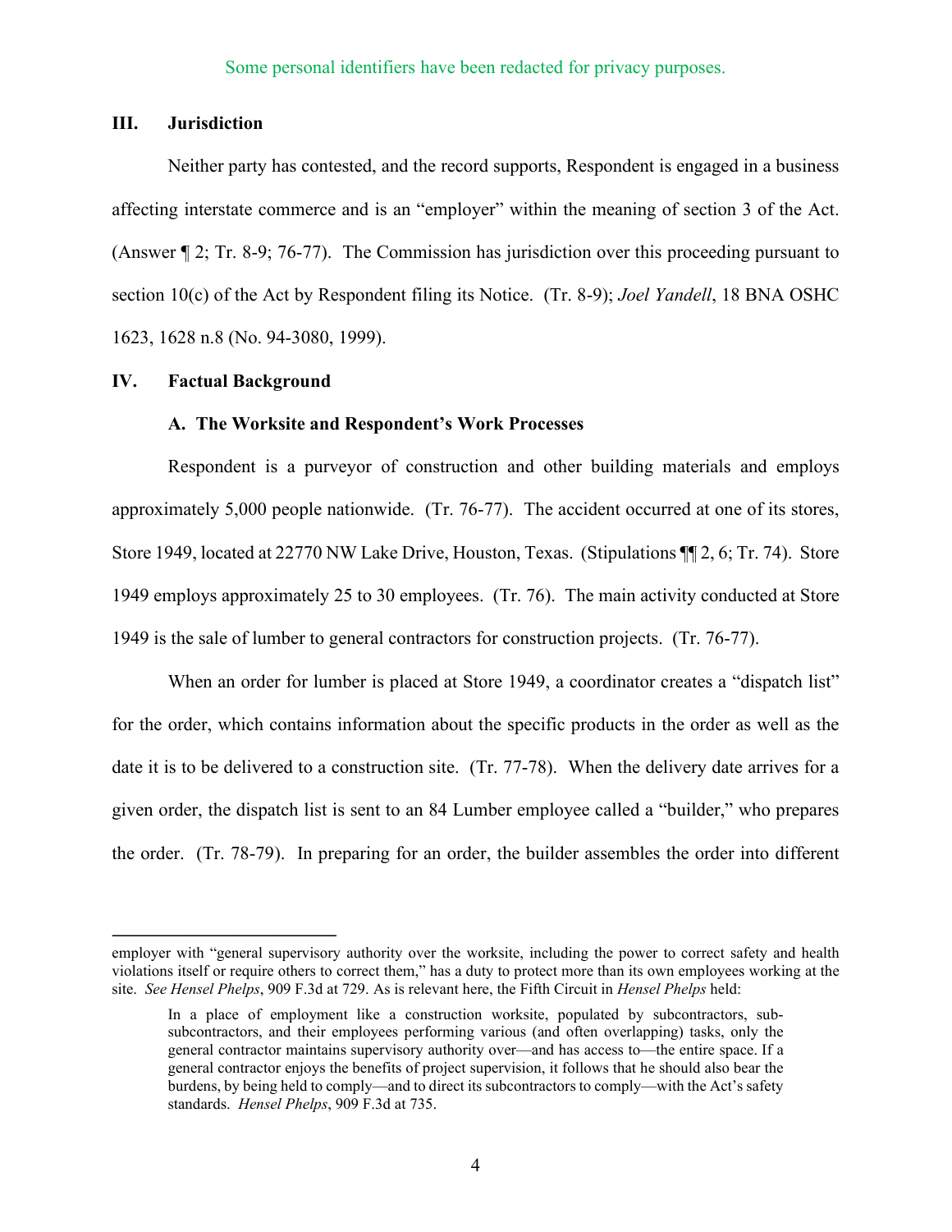Some personal identifiers have been redacted for privacy purposes.

## III. Jurisdiction

Neither party has contested, and the record supports, Respondent is engaged in a business affecting interstate commerce and is an "employer" within the meaning of section 3 of the Act. (Answer ¶ 2; Tr. 8-9; 76-77). The Commission has jurisdiction over this proceeding pursuant to section 10(c) of the Act by Respondent filing its Notice. (Tr. 8-9); *Joel Yandell*, 18 BNA OSHC 1623, 1628 n.8 (No. 94-3080, 1999).

## IV. Factual Background

### A. The Worksite and Respondent's Work Processes

Respondent is a purveyor of construction and other building materials and employs approximately 5,000 people nationwide. (Tr. 76-77). The accident occurred at one of its stores, Store 1949, located at 22770 NW Lake Drive, Houston, Texas. (Stipulations ¶¶ 2, 6; Tr. 74). Store 1949 employs approximately 25 to 30 employees. (Tr. 76). The main activity conducted at Store 1949 is the sale of lumber to general contractors for construction projects. (Tr. 76-77).

When an order for lumber is placed at Store 1949, a coordinator creates a "dispatch list" for the order, which contains information about the specific products in the order as well as the date it is to be delivered to a construction site. (Tr. 77-78). When the delivery date arrives for a given order, the dispatch list is sent to an 84 Lumber employee called a "builder," who prepares the order. (Tr. 78-79). In preparing for an order, the builder assembles the order into different

---

employer with "general supervisory authority over the worksite, including the power to correct safety and health violations itself or require others to correct them," has a duty to protect more than its own employees working at the site. *See Hensel Phelps*, 909 F.3d at 729. As is relevant here, the Fifth Circuit in *Hensel Phelps* held:

> In a place of employment like a construction worksite, populated by subcontractors, sub-subcontractors, and their employees performing various (and often overlapping) tasks, only the general contractor maintains supervisory authority over—and has access to—the entire space. If a general contractor enjoys the benefits of project supervision, it follows that he should also bear the burdens, by being held to comply—and to direct its subcontractors to comply—with the Act's safety standards. *Hensel Phelps*, 909 F.3d at 735.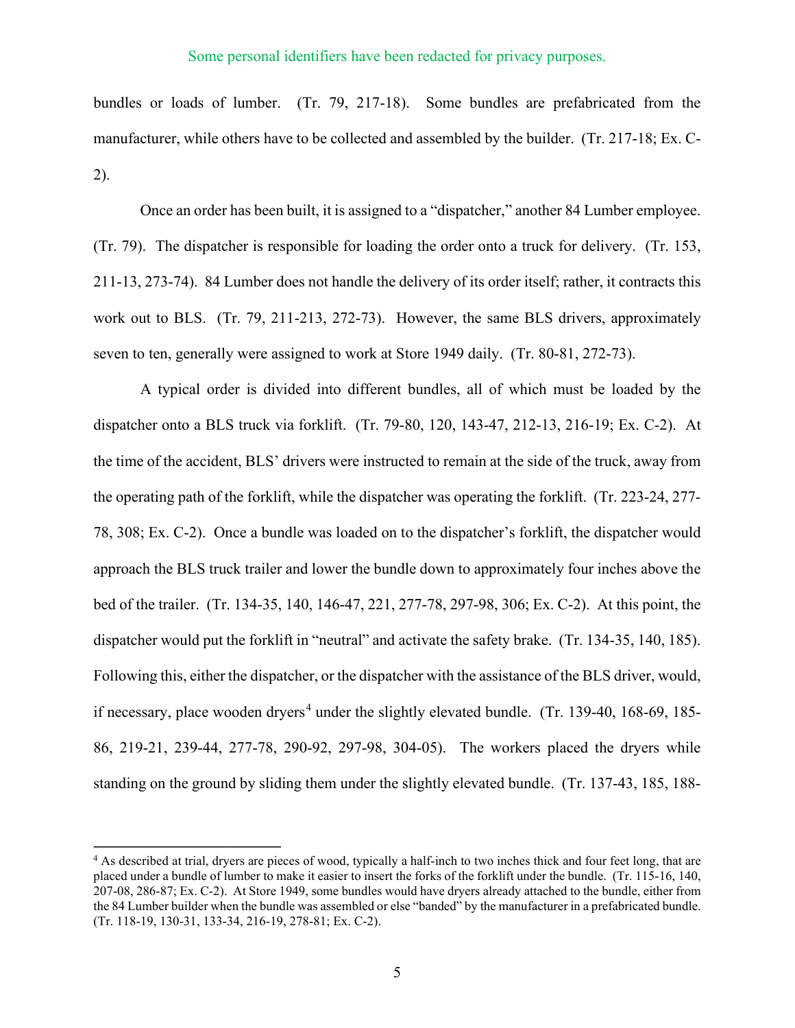bundles or loads of lumber. (Tr. 79, 217-18). Some bundles are prefabricated from the manufacturer, while others have to be collected and assembled by the builder. (Tr. 217-18; Ex. C-2).

Once an order has been built, it is assigned to a "dispatcher," another 84 Lumber employee. (Tr. 79). The dispatcher is responsible for loading the order onto a truck for delivery. (Tr. 153, 211-13, 273-74). 84 Lumber does not handle the delivery of its order itself; rather, it contracts this work out to BLS. (Tr. 79, 211-213, 272-73). However, the same BLS drivers, approximately seven to ten, generally were assigned to work at Store 1949 daily. (Tr. 80-81, 272-73).

A typical order is divided into different bundles, all of which must be loaded by the dispatcher onto a BLS truck via forklift. (Tr. 79-80, 120, 143-47, 212-13, 216-19; Ex. C-2). At the time of the accident, BLS' drivers were instructed to remain at the side of the truck, away from the operating path of the forklift, while the dispatcher was operating the forklift. (Tr. 223-24, 277-78, 308; Ex. C-2). Once a bundle was loaded on to the dispatcher's forklift, the dispatcher would approach the BLS truck trailer and lower the bundle down to approximately four inches above the bed of the trailer. (Tr. 134-35, 140, 146-47, 221, 277-78, 297-98, 306; Ex. C-2). At this point, the dispatcher would put the forklift in "neutral" and activate the safety brake. (Tr. 134-35, 140, 185). Following this, either the dispatcher, or the dispatcher with the assistance of the BLS driver, would, if necessary, place wooden dryers[4] under the slightly elevated bundle. (Tr. 139-40, 168-69, 185-86, 219-21, 239-44, 277-78, 290-92, 297-98, 304-05). The workers placed the dryers while standing on the ground by sliding them under the slightly elevated bundle. (Tr. 137-43, 185, 188-

[4] As described at trial, dryers are pieces of wood, typically a half-inch to two inches thick and four feet long, that are placed under a bundle of lumber to make it easier to insert the forks of the forklift under the bundle. (Tr. 115-16, 140, 207-08, 286-87; Ex. C-2). At Store 1949, some bundles would have dryers already attached to the bundle, either from the 84 Lumber builder when the bundle was assembled or else "banded" by the manufacturer in a prefabricated bundle. (Tr. 118-19, 130-31, 133-34, 216-19, 278-81; Ex. C-2).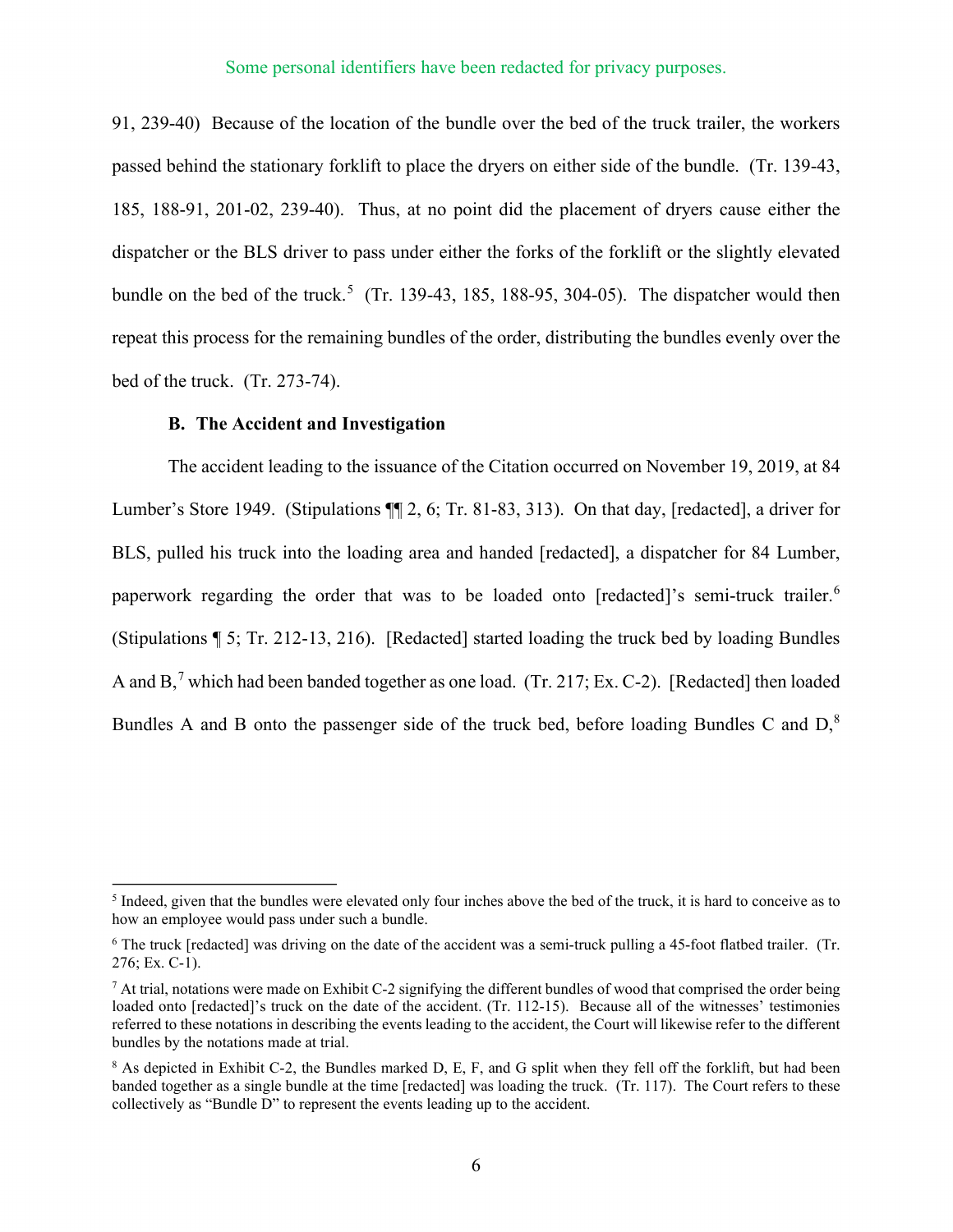91, 239-40) Because of the location of the bundle over the bed of the truck trailer, the workers passed behind the stationary forklift to place the dryers on either side of the bundle. (Tr. 139-43, 185, 188-91, 201-02, 239-40). Thus, at no point did the placement of dryers cause either the dispatcher or the BLS driver to pass under either the forks of the forklift or the slightly elevated bundle on the bed of the truck.[5] (Tr. 139-43, 185, 188-95, 304-05). The dispatcher would then repeat this process for the remaining bundles of the order, distributing the bundles evenly over the bed of the truck. (Tr. 273-74).

**B. The Accident and Investigation**

The accident leading to the issuance of the Citation occurred on November 19, 2019, at 84 Lumber's Store 1949. (Stipulations ¶¶ 2, 6; Tr. 81-83, 313). On that day, [redacted], a driver for BLS, pulled his truck into the loading area and handed [redacted], a dispatcher for 84 Lumber, paperwork regarding the order that was to be loaded onto [redacted]'s semi-truck trailer.[6] (Stipulations ¶ 5; Tr. 212-13, 216). [Redacted] started loading the truck bed by loading Bundles A and B,[7] which had been banded together as one load. (Tr. 217; Ex. C-2). [Redacted] then loaded Bundles A and B onto the passenger side of the truck bed, before loading Bundles C and D,[8]

---

[5] Indeed, given that the bundles were elevated only four inches above the bed of the truck, it is hard to conceive as to how an employee would pass under such a bundle.

[6] The truck [redacted] was driving on the date of the accident was a semi-truck pulling a 45-foot flatbed trailer. (Tr. 276; Ex. C-1).

[7] At trial, notations were made on Exhibit C-2 signifying the different bundles of wood that comprised the order being loaded onto [redacted]'s truck on the date of the accident. (Tr. 112-15). Because all of the witnesses' testimonies referred to these notations in describing the events leading to the accident, the Court will likewise refer to the different bundles by the notations made at trial.

[8] As depicted in Exhibit C-2, the Bundles marked D, E, F, and G split when they fell off the forklift, but had been banded together as a single bundle at the time [redacted] was loading the truck. (Tr. 117). The Court refers to these collectively as "Bundle D" to represent the events leading up to the accident.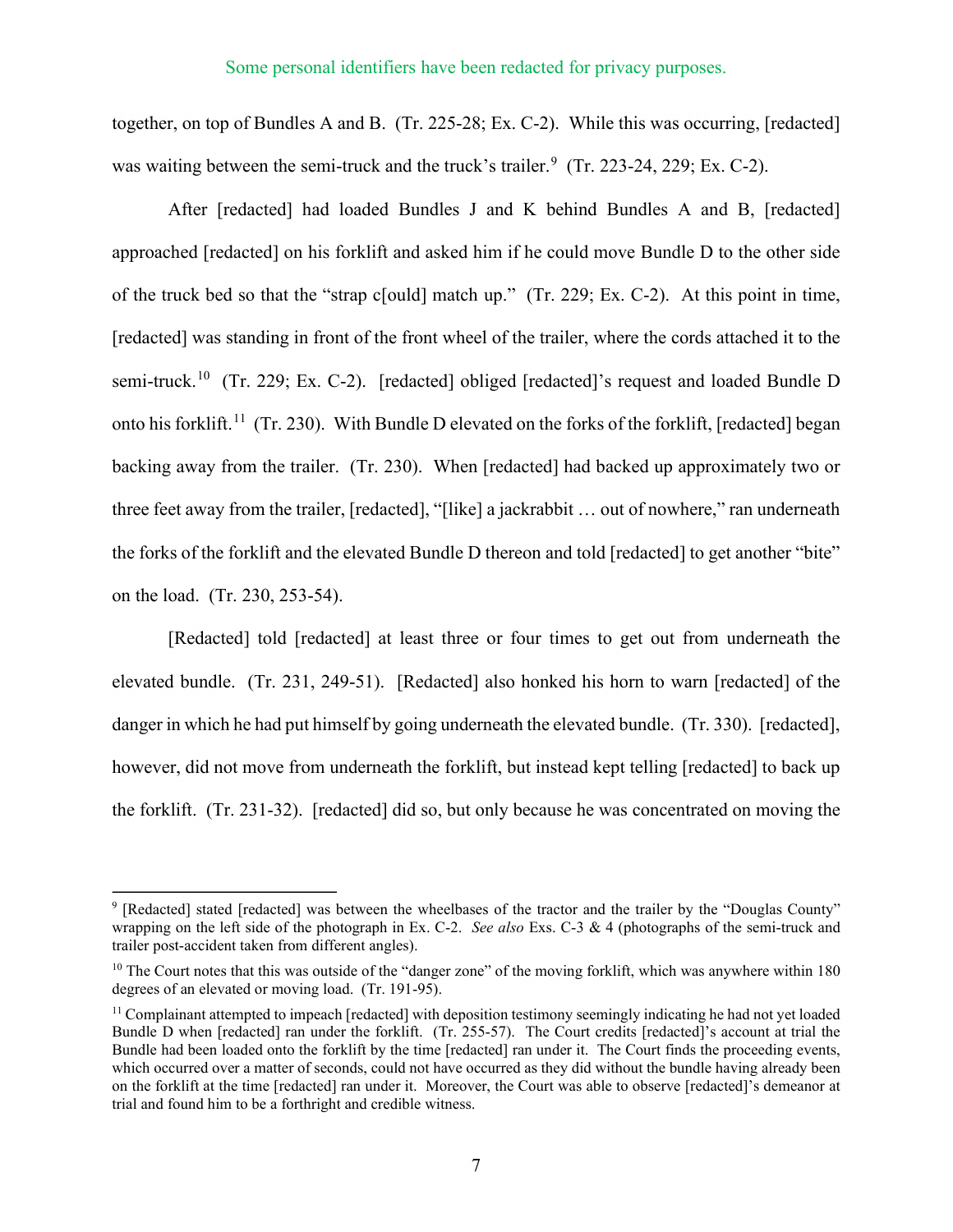Some personal identifiers have been redacted for privacy purposes.

together, on top of Bundles A and B. (Tr. 225-28; Ex. C-2). While this was occurring, [redacted] was waiting between the semi-truck and the truck's trailer.[9] (Tr. 223-24, 229; Ex. C-2).

After [redacted] had loaded Bundles J and K behind Bundles A and B, [redacted] approached [redacted] on his forklift and asked him if he could move Bundle D to the other side of the truck bed so that the "strap c[ould] match up." (Tr. 229; Ex. C-2). At this point in time, [redacted] was standing in front of the front wheel of the trailer, where the cords attached it to the semi-truck.[10] (Tr. 229; Ex. C-2). [redacted] obliged [redacted]'s request and loaded Bundle D onto his forklift.[11] (Tr. 230). With Bundle D elevated on the forks of the forklift, [redacted] began backing away from the trailer. (Tr. 230). When [redacted] had backed up approximately two or three feet away from the trailer, [redacted], "[like] a jackrabbit … out of nowhere," ran underneath the forks of the forklift and the elevated Bundle D thereon and told [redacted] to get another "bite" on the load. (Tr. 230, 253-54).

[Redacted] told [redacted] at least three or four times to get out from underneath the elevated bundle. (Tr. 231, 249-51). [Redacted] also honked his horn to warn [redacted] of the danger in which he had put himself by going underneath the elevated bundle. (Tr. 330). [redacted], however, did not move from underneath the forklift, but instead kept telling [redacted] to back up the forklift. (Tr. 231-32). [redacted] did so, but only because he was concentrated on moving the

---

[9] [Redacted] stated [redacted] was between the wheelbases of the tractor and the trailer by the "Douglas County" wrapping on the left side of the photograph in Ex. C-2. *See also* Exs. C-3 & 4 (photographs of the semi-truck and trailer post-accident taken from different angles).

[10] The Court notes that this was outside of the "danger zone" of the moving forklift, which was anywhere within 180 degrees of an elevated or moving load. (Tr. 191-95).

[11] Complainant attempted to impeach [redacted] with deposition testimony seemingly indicating he had not yet loaded Bundle D when [redacted] ran under the forklift. (Tr. 255-57). The Court credits [redacted]'s account at trial the Bundle had been loaded onto the forklift by the time [redacted] ran under it. The Court finds the proceeding events, which occurred over a matter of seconds, could not have occurred as they did without the bundle having already been on the forklift at the time [redacted] ran under it. Moreover, the Court was able to observe [redacted]'s demeanor at trial and found him to be a forthright and credible witness.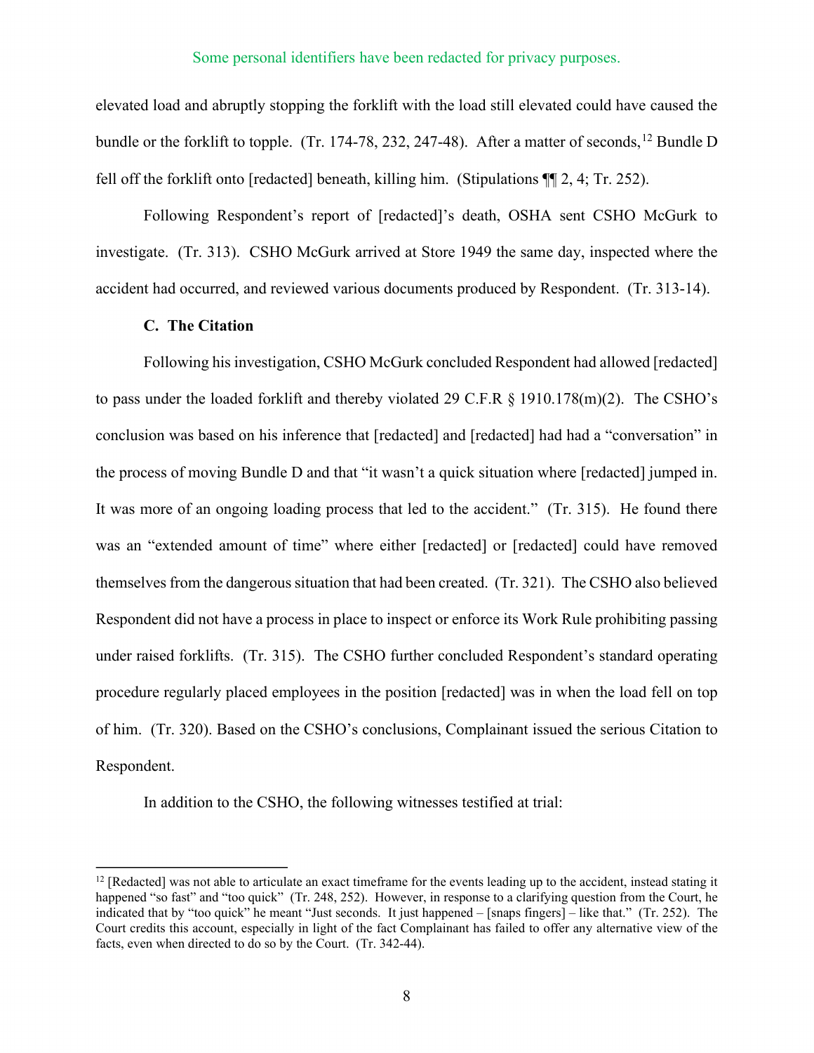Some personal identifiers have been redacted for privacy purposes.

elevated load and abruptly stopping the forklift with the load still elevated could have caused the bundle or the forklift to topple. (Tr. 174-78, 232, 247-48). After a matter of seconds,[12] Bundle D fell off the forklift onto [redacted] beneath, killing him. (Stipulations ¶¶ 2, 4; Tr. 252).

Following Respondent's report of [redacted]'s death, OSHA sent CSHO McGurk to investigate. (Tr. 313). CSHO McGurk arrived at Store 1949 the same day, inspected where the accident had occurred, and reviewed various documents produced by Respondent. (Tr. 313-14).

### C. The Citation

Following his investigation, CSHO McGurk concluded Respondent had allowed [redacted] to pass under the loaded forklift and thereby violated 29 C.F.R § 1910.178(m)(2). The CSHO's conclusion was based on his inference that [redacted] and [redacted] had had a "conversation" in the process of moving Bundle D and that "it wasn't a quick situation where [redacted] jumped in. It was more of an ongoing loading process that led to the accident." (Tr. 315). He found there was an "extended amount of time" where either [redacted] or [redacted] could have removed themselves from the dangerous situation that had been created. (Tr. 321). The CSHO also believed Respondent did not have a process in place to inspect or enforce its Work Rule prohibiting passing under raised forklifts. (Tr. 315). The CSHO further concluded Respondent's standard operating procedure regularly placed employees in the position [redacted] was in when the load fell on top of him. (Tr. 320). Based on the CSHO's conclusions, Complainant issued the serious Citation to Respondent.

In addition to the CSHO, the following witnesses testified at trial:

---

[12] [Redacted] was not able to articulate an exact timeframe for the events leading up to the accident, instead stating it happened "so fast" and "too quick" (Tr. 248, 252). However, in response to a clarifying question from the Court, he indicated that by "too quick" he meant "Just seconds. It just happened – [snaps fingers] – like that." (Tr. 252). The Court credits this account, especially in light of the fact Complainant has failed to offer any alternative view of the facts, even when directed to do so by the Court. (Tr. 342-44).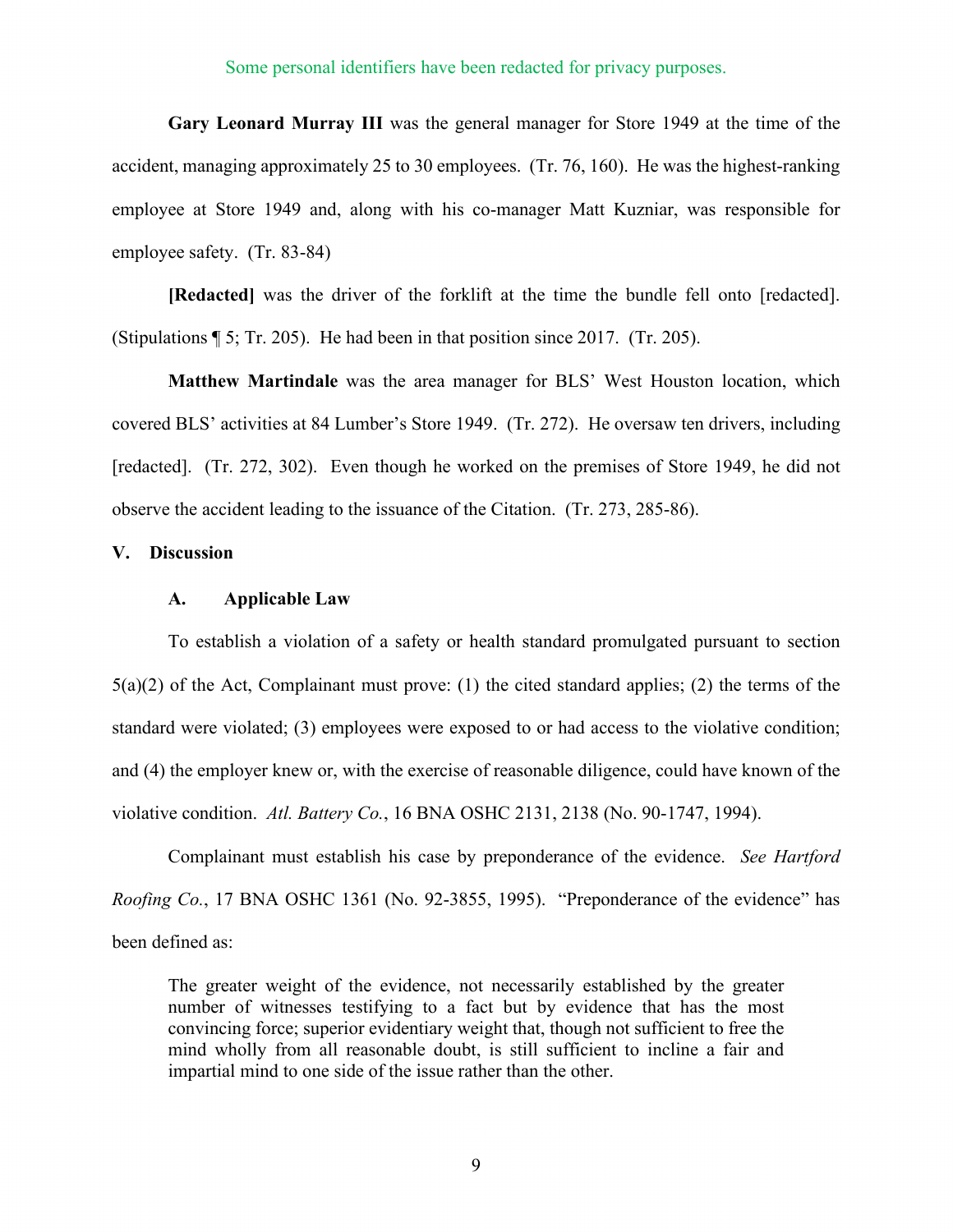Some personal identifiers have been redacted for privacy purposes.

**Gary Leonard Murray III** was the general manager for Store 1949 at the time of the accident, managing approximately 25 to 30 employees. (Tr. 76, 160). He was the highest-ranking employee at Store 1949 and, along with his co-manager Matt Kuzniar, was responsible for employee safety. (Tr. 83-84)

**[Redacted]** was the driver of the forklift at the time the bundle fell onto [redacted]. (Stipulations ¶ 5; Tr. 205). He had been in that position since 2017. (Tr. 205).

**Matthew Martindale** was the area manager for BLS' West Houston location, which covered BLS' activities at 84 Lumber's Store 1949. (Tr. 272). He oversaw ten drivers, including [redacted]. (Tr. 272, 302). Even though he worked on the premises of Store 1949, he did not observe the accident leading to the issuance of the Citation. (Tr. 273, 285-86).

## V. Discussion

### A. Applicable Law

To establish a violation of a safety or health standard promulgated pursuant to section 5(a)(2) of the Act, Complainant must prove: (1) the cited standard applies; (2) the terms of the standard were violated; (3) employees were exposed to or had access to the violative condition; and (4) the employer knew or, with the exercise of reasonable diligence, could have known of the violative condition. *Atl. Battery Co.*, 16 BNA OSHC 2131, 2138 (No. 90-1747, 1994).

Complainant must establish his case by preponderance of the evidence. *See Hartford Roofing Co.*, 17 BNA OSHC 1361 (No. 92-3855, 1995). "Preponderance of the evidence" has been defined as:

> The greater weight of the evidence, not necessarily established by the greater number of witnesses testifying to a fact but by evidence that has the most convincing force; superior evidentiary weight that, though not sufficient to free the mind wholly from all reasonable doubt, is still sufficient to incline a fair and impartial mind to one side of the issue rather than the other.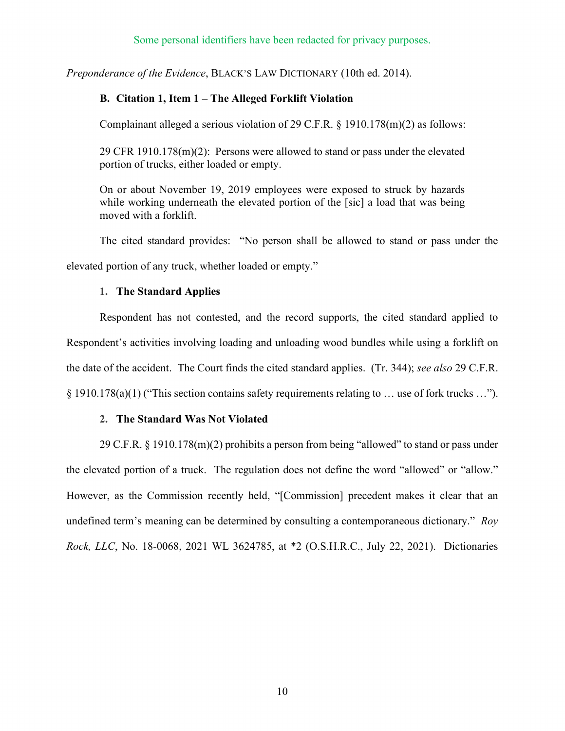Some personal identifiers have been redacted for privacy purposes.

*Preponderance of the Evidence*, BLACK'S LAW DICTIONARY (10th ed. 2014).

### B. Citation 1, Item 1 – The Alleged Forklift Violation

Complainant alleged a serious violation of 29 C.F.R. § 1910.178(m)(2) as follows:

> 29 CFR 1910.178(m)(2): Persons were allowed to stand or pass under the elevated portion of trucks, either loaded or empty.
>
> On or about November 19, 2019 employees were exposed to struck by hazards while working underneath the elevated portion of the [sic] a load that was being moved with a forklift.

The cited standard provides: "No person shall be allowed to stand or pass under the elevated portion of any truck, whether loaded or empty."

#### 1. The Standard Applies

Respondent has not contested, and the record supports, the cited standard applied to Respondent's activities involving loading and unloading wood bundles while using a forklift on the date of the accident. The Court finds the cited standard applies. (Tr. 344); *see also* 29 C.F.R. § 1910.178(a)(1) ("This section contains safety requirements relating to … use of fork trucks …").

#### 2. The Standard Was Not Violated

29 C.F.R. § 1910.178(m)(2) prohibits a person from being "allowed" to stand or pass under the elevated portion of a truck. The regulation does not define the word "allowed" or "allow." However, as the Commission recently held, "[Commission] precedent makes it clear that an undefined term's meaning can be determined by consulting a contemporaneous dictionary." *Roy Rock, LLC*, No. 18-0068, 2021 WL 3624785, at *2 (O.S.H.R.C., July 22, 2021). Dictionaries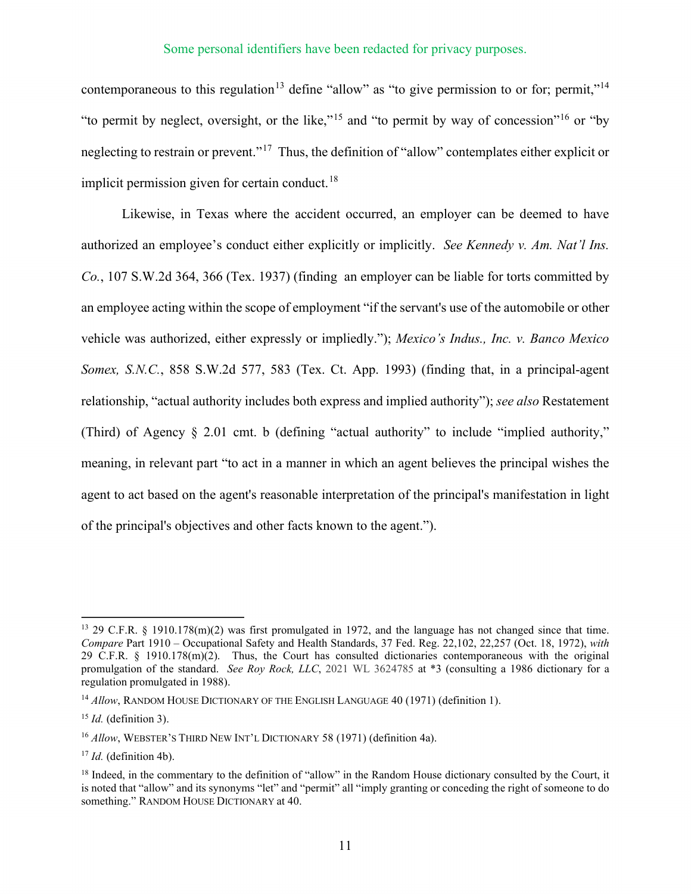Some personal identifiers have been redacted for privacy purposes.

contemporaneous to this regulation[13] define "allow" as "to give permission to or for; permit,"[14] "to permit by neglect, oversight, or the like,"[15] and "to permit by way of concession"[16] or "by neglecting to restrain or prevent."[17] Thus, the definition of "allow" contemplates either explicit or implicit permission given for certain conduct.[18]

Likewise, in Texas where the accident occurred, an employer can be deemed to have authorized an employee's conduct either explicitly or implicitly. *See Kennedy v. Am. Nat'l Ins. Co.*, 107 S.W.2d 364, 366 (Tex. 1937) (finding an employer can be liable for torts committed by an employee acting within the scope of employment "if the servant's use of the automobile or other vehicle was authorized, either expressly or impliedly."); *Mexico's Indus., Inc. v. Banco Mexico Somex, S.N.C.*, 858 S.W.2d 577, 583 (Tex. Ct. App. 1993) (finding that, in a principal-agent relationship, "actual authority includes both express and implied authority"); *see also* Restatement (Third) of Agency § 2.01 cmt. b (defining "actual authority" to include "implied authority," meaning, in relevant part "to act in a manner in which an agent believes the principal wishes the agent to act based on the agent's reasonable interpretation of the principal's manifestation in light of the principal's objectives and other facts known to the agent.").

---

[13] 29 C.F.R. § 1910.178(m)(2) was first promulgated in 1972, and the language has not changed since that time. *Compare* Part 1910 – Occupational Safety and Health Standards, 37 Fed. Reg. 22,102, 22,257 (Oct. 18, 1972), *with* 29 C.F.R. § 1910.178(m)(2). Thus, the Court has consulted dictionaries contemporaneous with the original promulgation of the standard. *See Roy Rock, LLC*, 2021 WL 3624785 at \*3 (consulting a 1986 dictionary for a regulation promulgated in 1988).

[14] *Allow*, RANDOM HOUSE DICTIONARY OF THE ENGLISH LANGUAGE 40 (1971) (definition 1).

[15] *Id.* (definition 3).

[16] *Allow*, WEBSTER'S THIRD NEW INT'L DICTIONARY 58 (1971) (definition 4a).

[17] *Id.* (definition 4b).

[18] Indeed, in the commentary to the definition of "allow" in the Random House dictionary consulted by the Court, it is noted that "allow" and its synonyms "let" and "permit" all "imply granting or conceding the right of someone to do something." RANDOM HOUSE DICTIONARY at 40.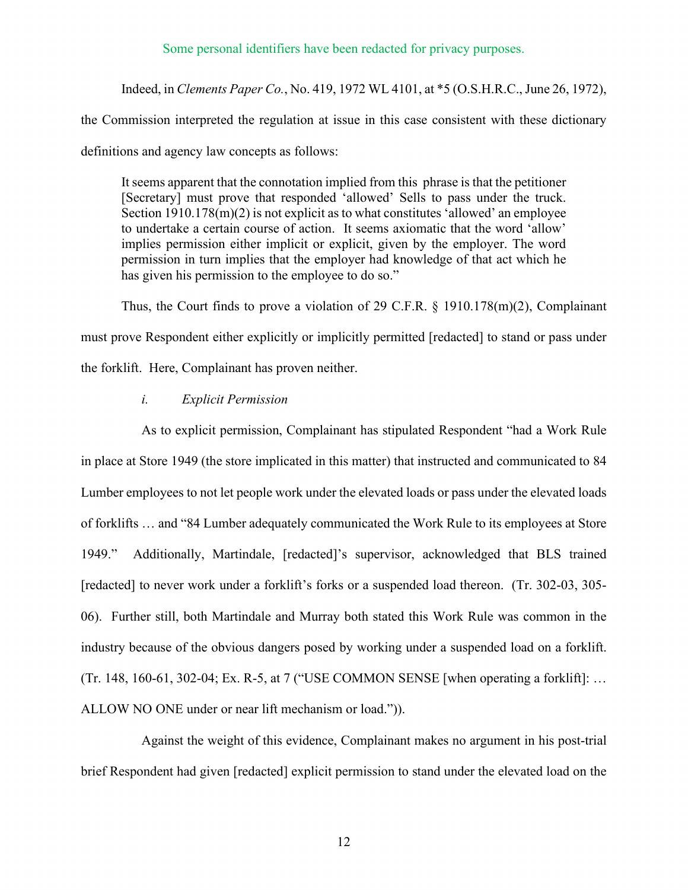Some personal identifiers have been redacted for privacy purposes.

Indeed, in *Clements Paper Co.*, No. 419, 1972 WL 4101, at *5 (O.S.H.R.C., June 26, 1972), the Commission interpreted the regulation at issue in this case consistent with these dictionary definitions and agency law concepts as follows:

> It seems apparent that the connotation implied from this phrase is that the petitioner [Secretary] must prove that responded 'allowed' Sells to pass under the truck. Section 1910.178(m)(2) is not explicit as to what constitutes 'allowed' an employee to undertake a certain course of action. It seems axiomatic that the word 'allow' implies permission either implicit or explicit, given by the employer. The word permission in turn implies that the employer had knowledge of that act which he has given his permission to the employee to do so."

Thus, the Court finds to prove a violation of 29 C.F.R. § 1910.178(m)(2), Complainant must prove Respondent either explicitly or implicitly permitted [redacted] to stand or pass under the forklift. Here, Complainant has proven neither.

*i. Explicit Permission*

As to explicit permission, Complainant has stipulated Respondent "had a Work Rule in place at Store 1949 (the store implicated in this matter) that instructed and communicated to 84 Lumber employees to not let people work under the elevated loads or pass under the elevated loads of forklifts … and "84 Lumber adequately communicated the Work Rule to its employees at Store 1949." Additionally, Martindale, [redacted]'s supervisor, acknowledged that BLS trained [redacted] to never work under a forklift's forks or a suspended load thereon. (Tr. 302-03, 305-06). Further still, both Martindale and Murray both stated this Work Rule was common in the industry because of the obvious dangers posed by working under a suspended load on a forklift. (Tr. 148, 160-61, 302-04; Ex. R-5, at 7 ("USE COMMON SENSE [when operating a forklift]: … ALLOW NO ONE under or near lift mechanism or load.")).

Against the weight of this evidence, Complainant makes no argument in his post-trial brief Respondent had given [redacted] explicit permission to stand under the elevated load on the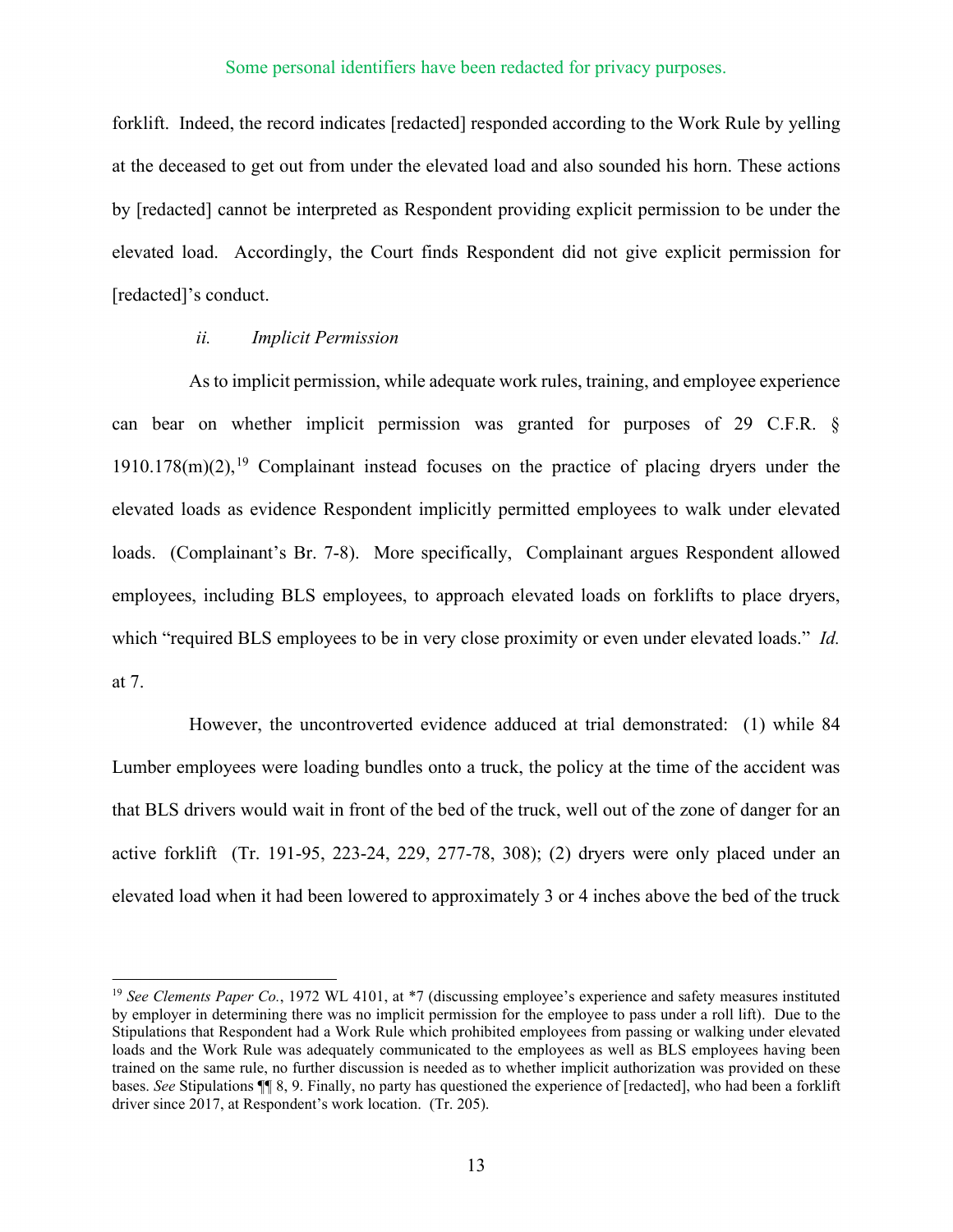Some personal identifiers have been redacted for privacy purposes.

forklift. Indeed, the record indicates [redacted] responded according to the Work Rule by yelling at the deceased to get out from under the elevated load and also sounded his horn. These actions by [redacted] cannot be interpreted as Respondent providing explicit permission to be under the elevated load. Accordingly, the Court finds Respondent did not give explicit permission for [redacted]'s conduct.

*ii. Implicit Permission*

As to implicit permission, while adequate work rules, training, and employee experience can bear on whether implicit permission was granted for purposes of 29 C.F.R. § 1910.178(m)(2),[19] Complainant instead focuses on the practice of placing dryers under the elevated loads as evidence Respondent implicitly permitted employees to walk under elevated loads. (Complainant's Br. 7-8). More specifically, Complainant argues Respondent allowed employees, including BLS employees, to approach elevated loads on forklifts to place dryers, which "required BLS employees to be in very close proximity or even under elevated loads." *Id.* at 7.

However, the uncontroverted evidence adduced at trial demonstrated: (1) while 84 Lumber employees were loading bundles onto a truck, the policy at the time of the accident was that BLS drivers would wait in front of the bed of the truck, well out of the zone of danger for an active forklift (Tr. 191-95, 223-24, 229, 277-78, 308); (2) dryers were only placed under an elevated load when it had been lowered to approximately 3 or 4 inches above the bed of the truck

---

[19] *See Clements Paper Co.*, 1972 WL 4101, at *7 (discussing employee's experience and safety measures instituted by employer in determining there was no implicit permission for the employee to pass under a roll lift). Due to the Stipulations that Respondent had a Work Rule which prohibited employees from passing or walking under elevated loads and the Work Rule was adequately communicated to the employees as well as BLS employees having been trained on the same rule, no further discussion is needed as to whether implicit authorization was provided on these bases. *See* Stipulations ¶¶ 8, 9. Finally, no party has questioned the experience of [redacted], who had been a forklift driver since 2017, at Respondent's work location. (Tr. 205).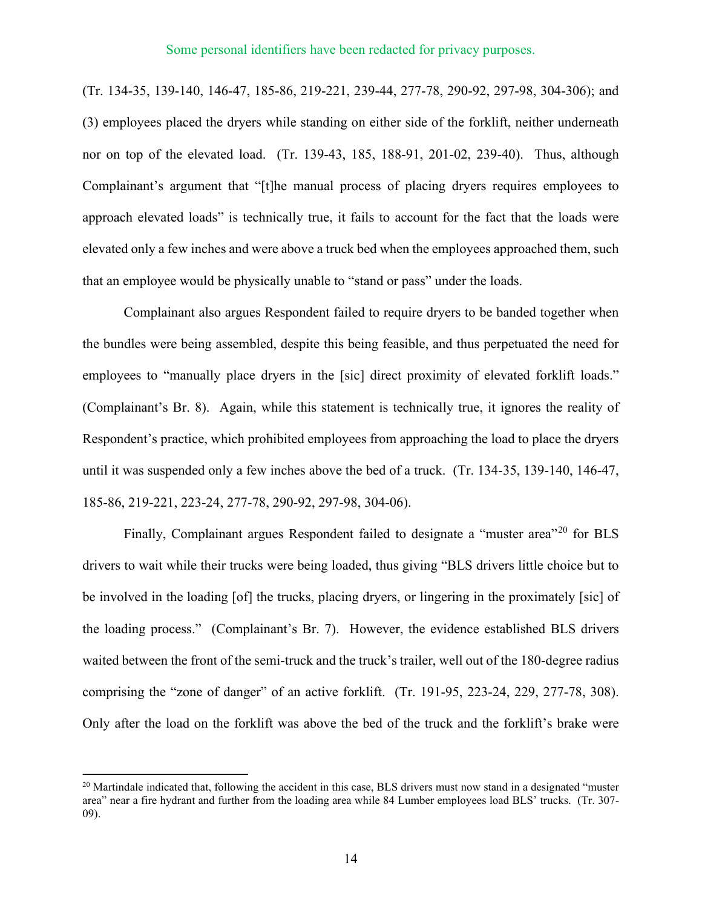Some personal identifiers have been redacted for privacy purposes.

(Tr. 134-35, 139-140, 146-47, 185-86, 219-221, 239-44, 277-78, 290-92, 297-98, 304-306); and (3) employees placed the dryers while standing on either side of the forklift, neither underneath nor on top of the elevated load. (Tr. 139-43, 185, 188-91, 201-02, 239-40). Thus, although Complainant's argument that "[t]he manual process of placing dryers requires employees to approach elevated loads" is technically true, it fails to account for the fact that the loads were elevated only a few inches and were above a truck bed when the employees approached them, such that an employee would be physically unable to "stand or pass" under the loads.

Complainant also argues Respondent failed to require dryers to be banded together when the bundles were being assembled, despite this being feasible, and thus perpetuated the need for employees to "manually place dryers in the [sic] direct proximity of elevated forklift loads." (Complainant's Br. 8). Again, while this statement is technically true, it ignores the reality of Respondent's practice, which prohibited employees from approaching the load to place the dryers until it was suspended only a few inches above the bed of a truck. (Tr. 134-35, 139-140, 146-47, 185-86, 219-221, 223-24, 277-78, 290-92, 297-98, 304-06).

Finally, Complainant argues Respondent failed to designate a "muster area"[20] for BLS drivers to wait while their trucks were being loaded, thus giving "BLS drivers little choice but to be involved in the loading [of] the trucks, placing dryers, or lingering in the proximately [sic] of the loading process." (Complainant's Br. 7). However, the evidence established BLS drivers waited between the front of the semi-truck and the truck's trailer, well out of the 180-degree radius comprising the "zone of danger" of an active forklift. (Tr. 191-95, 223-24, 229, 277-78, 308). Only after the load on the forklift was above the bed of the truck and the forklift's brake were

[20] Martindale indicated that, following the accident in this case, BLS drivers must now stand in a designated "muster area" near a fire hydrant and further from the loading area while 84 Lumber employees load BLS' trucks. (Tr. 307-09).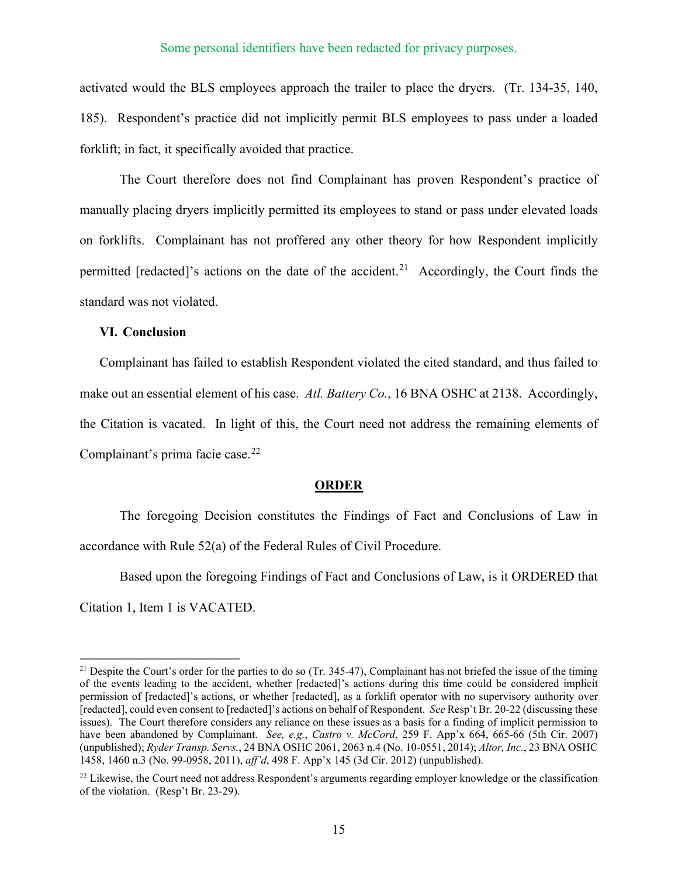Some personal identifiers have been redacted for privacy purposes.

activated would the BLS employees approach the trailer to place the dryers. (Tr. 134-35, 140, 185). Respondent's practice did not implicitly permit BLS employees to pass under a loaded forklift; in fact, it specifically avoided that practice.

The Court therefore does not find Complainant has proven Respondent's practice of manually placing dryers implicitly permitted its employees to stand or pass under elevated loads on forklifts. Complainant has not proffered any other theory for how Respondent implicitly permitted [redacted]'s actions on the date of the accident.[21] Accordingly, the Court finds the standard was not violated.

## VI. Conclusion

Complainant has failed to establish Respondent violated the cited standard, and thus failed to make out an essential element of his case. *Atl. Battery Co.*, 16 BNA OSHC at 2138. Accordingly, the Citation is vacated. In light of this, the Court need not address the remaining elements of Complainant's prima facie case.[22]

## ORDER

The foregoing Decision constitutes the Findings of Fact and Conclusions of Law in accordance with Rule 52(a) of the Federal Rules of Civil Procedure.

Based upon the foregoing Findings of Fact and Conclusions of Law, is it ORDERED that Citation 1, Item 1 is VACATED.

---

[21] Despite the Court's order for the parties to do so (Tr. 345-47), Complainant has not briefed the issue of the timing of the events leading to the accident, whether [redacted]'s actions during this time could be considered implicit permission of [redacted]'s actions, or whether [redacted], as a forklift operator with no supervisory authority over [redacted], could even consent to [redacted]'s actions on behalf of Respondent. *See* Resp't Br. 20-22 (discussing these issues). The Court therefore considers any reliance on these issues as a basis for a finding of implicit permission to have been abandoned by Complainant. *See, e.g.*, *Castro v. McCord*, 259 F. App'x 664, 665-66 (5th Cir. 2007) (unpublished); *Ryder Transp. Servs.*, 24 BNA OSHC 2061, 2063 n.4 (No. 10-0551, 2014); *Altor, Inc.*, 23 BNA OSHC 1458, 1460 n.3 (No. 99-0958, 2011), *aff'd*, 498 F. App'x 145 (3d Cir. 2012) (unpublished).

[22] Likewise, the Court need not address Respondent's arguments regarding employer knowledge or the classification of the violation. (Resp't Br. 23-29).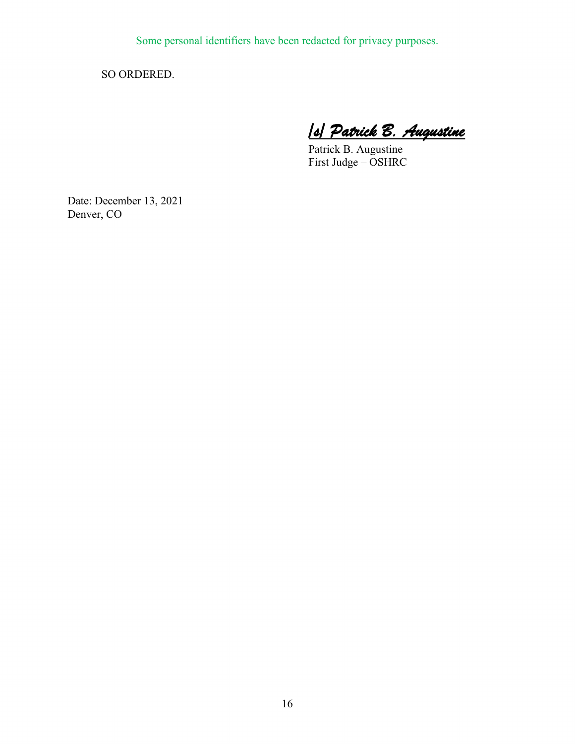Some personal identifiers have been redacted for privacy purposes.

SO ORDERED.

*/s/ Patrick B. Augustine*

Patrick B. Augustine
First Judge – OSHRC

Date: December 13, 2021
Denver, CO